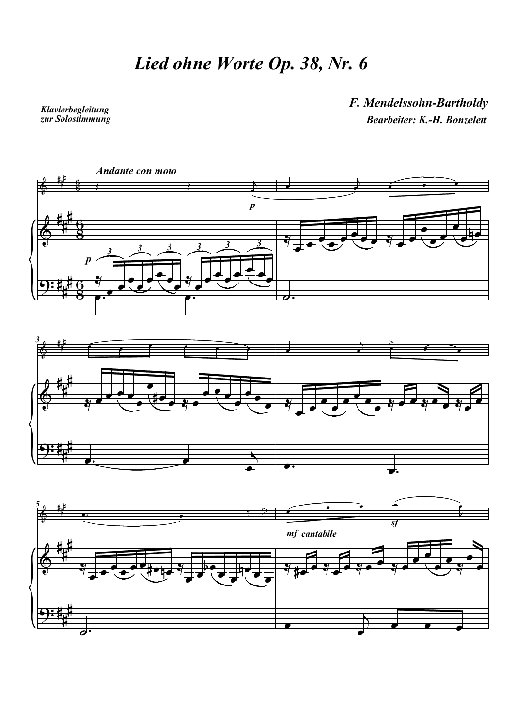# *Lied ohne Worte Op. 38, Nr. 6*

***Klavierbegleitung zur Solostimmung***

***F. Mendelssohn-Bartholdy***

***Bearbeiter: K.-H. Bonzelett***